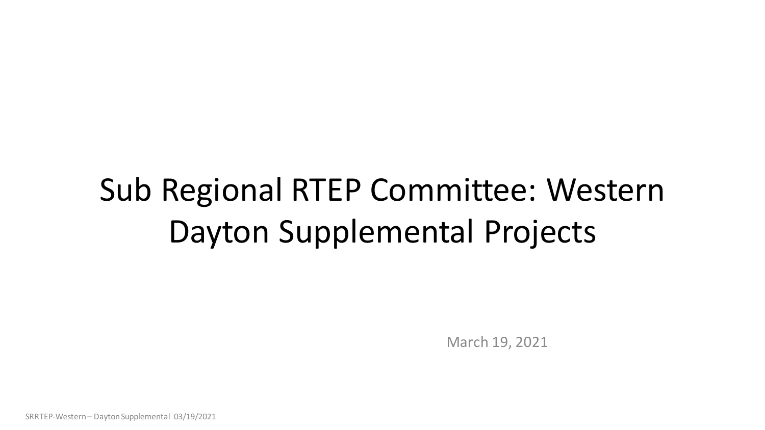# Sub Regional RTEP Committee: Western Dayton Supplemental Projects

March 19, 2021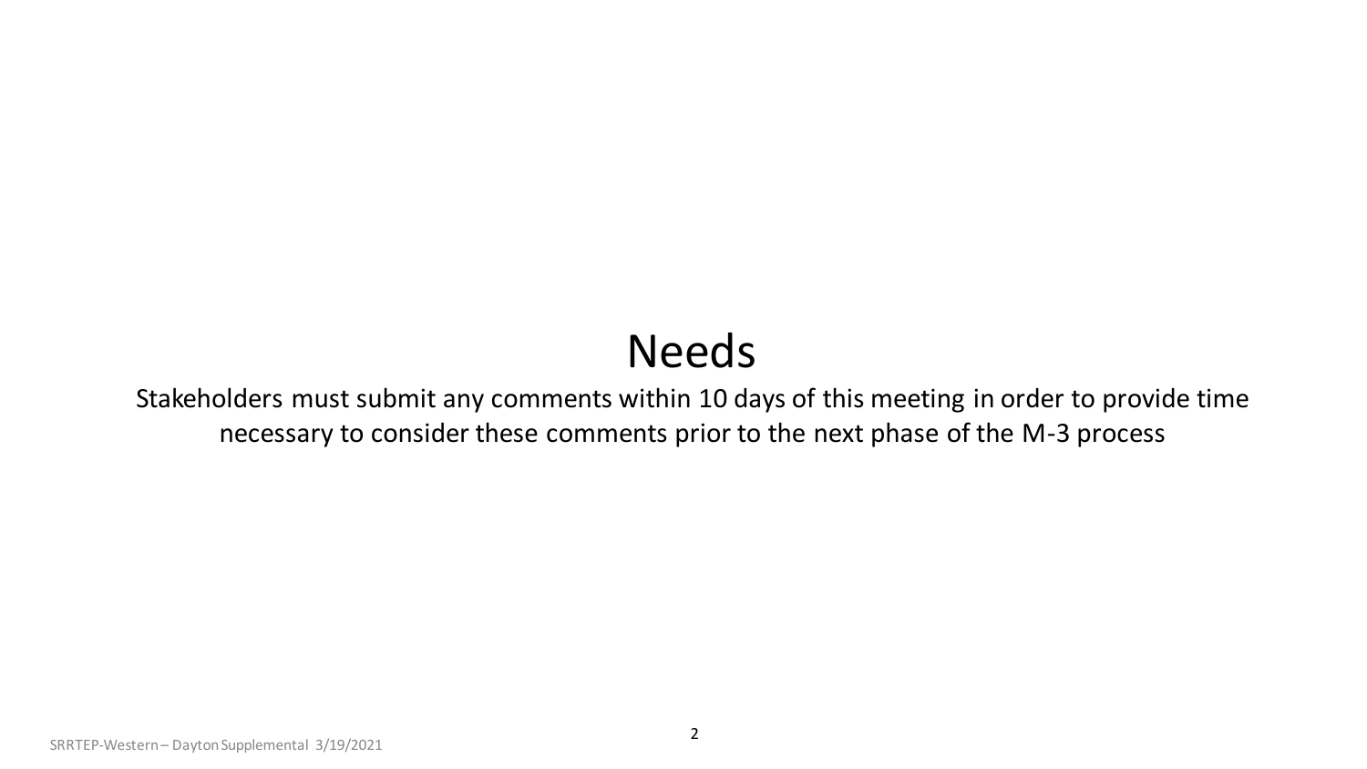# Needs

Stakeholders must submit any comments within 10 days of this meeting in order to provide time necessary to consider these comments prior to the next phase of the M-3 process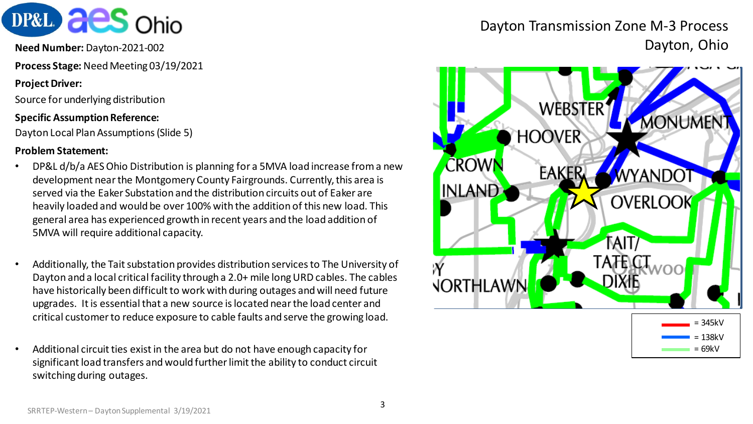# Dayton Transmission Zone M-3 Process
Dayton, Ohio

**Need Number:** Dayton-2021-002

**Process Stage:** Need Meeting 03/19/2021

**Project Driver:**

Source for underlying distribution

**Specific Assumption Reference:**

Dayton Local Plan Assumptions (Slide 5)

**Problem Statement:**

- DP&L d/b/a AES Ohio Distribution is planning for a 5MVA load increase from a new development near the Montgomery County Fairgrounds. Currently, this area is served via the Eaker Substation and the distribution circuits out of Eaker are heavily loaded and would be over 100% with the addition of this new load. This general area has experienced growth in recent years and the load addition of 5MVA will require additional capacity.
- Additionally, the Tait substation provides distribution services to The University of Dayton and a local critical facility through a 2.0+ mile long URD cables. The cables have historically been difficult to work with during outages and will need future upgrades. It is essential that a new source is located near the load center and critical customer to reduce exposure to cable faults and serve the growing load.
- Additional circuit ties exist in the area but do not have enough capacity for significant load transfers and would further limit the ability to conduct circuit switching during outages.

WEBSTER, HOOVER, MONUMENT, CROWN, EAKER, WYANDOT, INLAND, OVERLOOK, TAIT/TATE CT, DIXIE, NORTHLAWN

= 345kV
= 138kV
= 69kV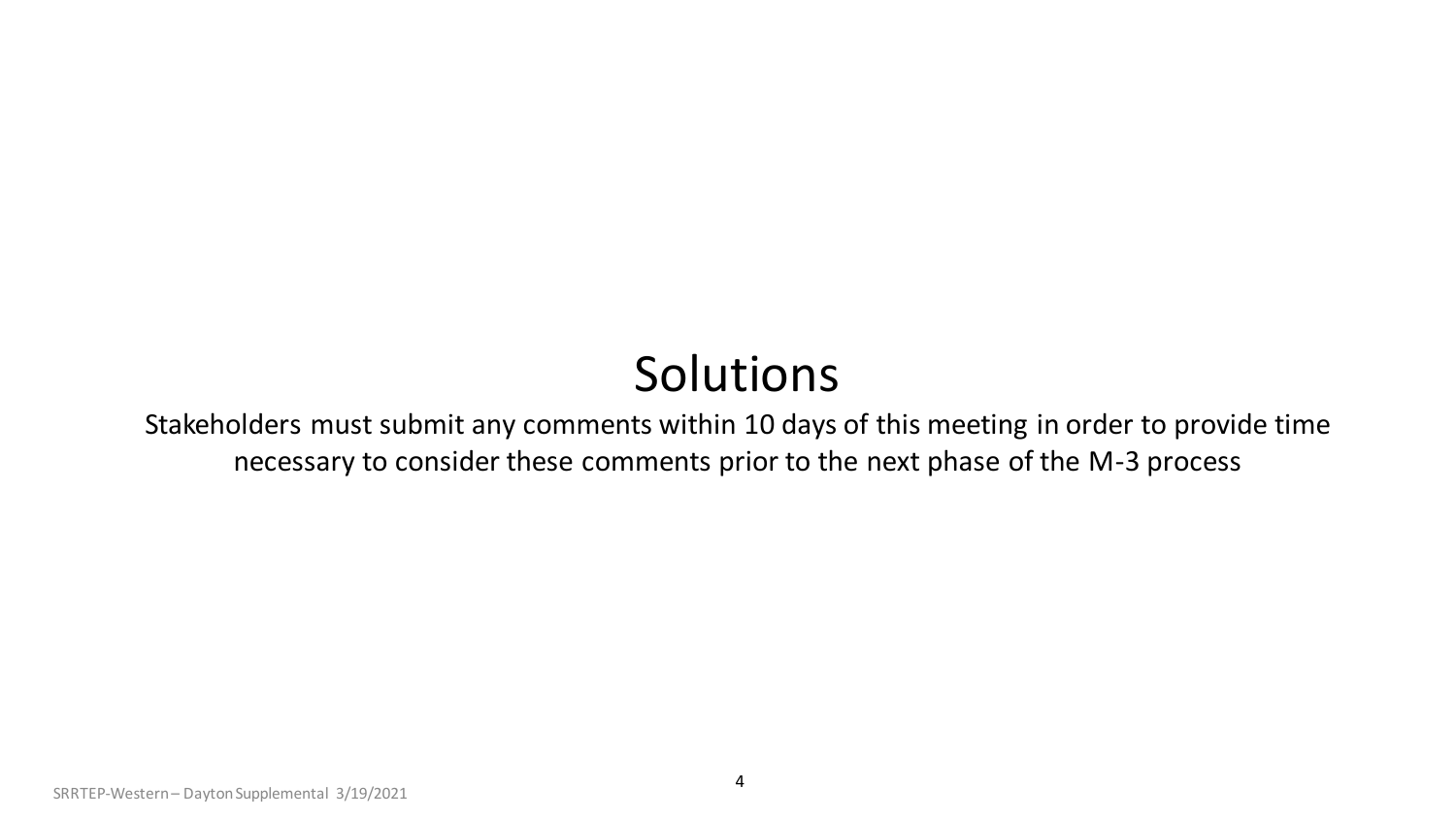# Solutions

Stakeholders must submit any comments within 10 days of this meeting in order to provide time necessary to consider these comments prior to the next phase of the M-3 process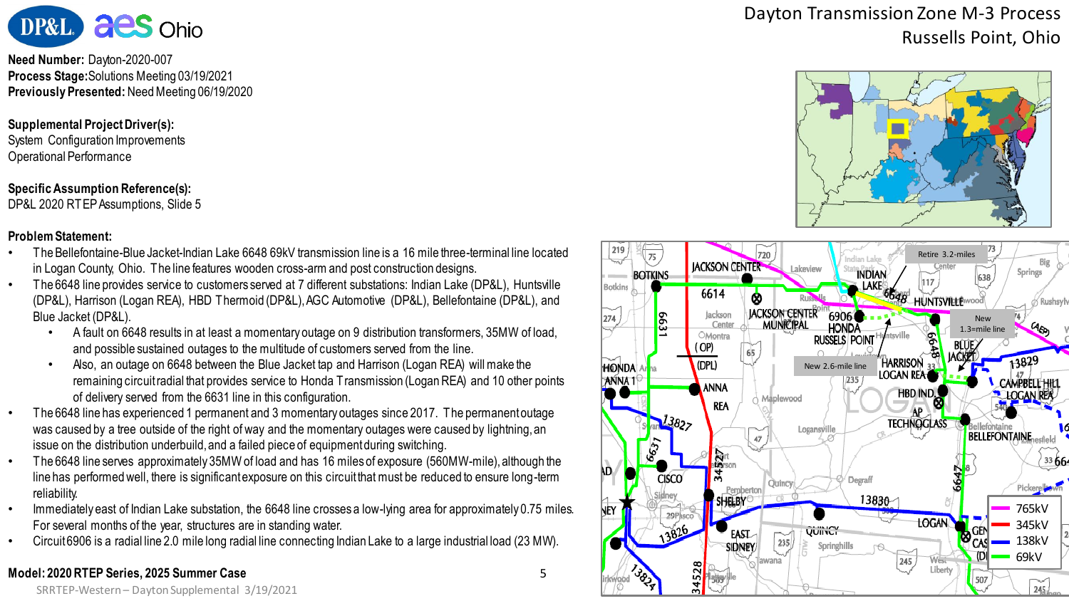# Dayton Transmission Zone M-3 Process
## Russells Point, Ohio

**Need Number:** Dayton-2020-007
**Process Stage:** Solutions Meeting 03/19/2021
**Previously Presented:** Need Meeting 06/19/2020

**Supplemental Project Driver(s):**
System Configuration Improvements
Operational Performance

**Specific Assumption Reference(s):**
DP&L 2020 RTEP Assumptions, Slide 5

**Problem Statement:**

- The Bellefontaine-Blue Jacket-Indian Lake 6648 69kV transmission line is a 16 mile three-terminal line located in Logan County, Ohio. The line features wooden cross-arm and post construction designs.
- The 6648 line provides service to customers served at 7 different substations: Indian Lake (DP&L), Huntsville (DP&L), Harrison (Logan REA), HBD Thermoid (DP&L), AGC Automotive (DP&L), Bellefontaine (DP&L), and Blue Jacket (DP&L).
  - A fault on 6648 results in at least a momentary outage on 9 distribution transformers, 35MW of load, and possible sustained outages to the multitude of customers served from the line.
  - Also, an outage on 6648 between the Blue Jacket tap and Harrison (Logan REA) will make the remaining circuit radial that provides service to Honda Transmission (Logan REA) and 10 other points of delivery served from the 6631 line in this configuration.
- The 6648 line has experienced 1 permanent and 3 momentary outages since 2017. The permanent outage was caused by a tree outside of the right of way and the momentary outages were caused by lightning, an issue on the distribution underbuild, and a failed piece of equipment during switching.
- The 6648 line serves approximately 35MW of load and has 16 miles of exposure (560MW-mile), although the line has performed well, there is significant exposure on this circuit that must be reduced to ensure long-term reliability.
- Immediately east of Indian Lake substation, the 6648 line crosses a low-lying area for approximately 0.75 miles. For several months of the year, structures are in standing water.
- Circuit 6906 is a radial line 2.0 mile long radial line connecting Indian Lake to a large industrial load (23 MW).

**Model: 2020 RTEP Series, 2025 Summer Case**

SRRTEP-Western – Dayton Supplemental 3/19/2021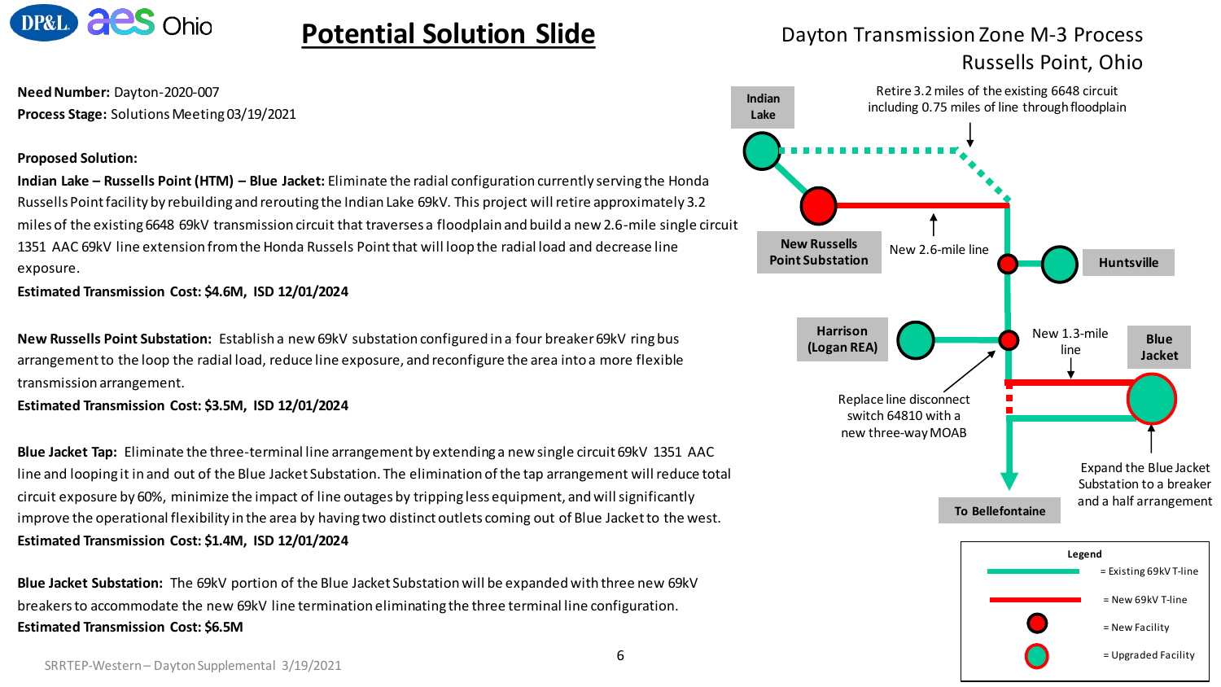# Potential Solution Slide

Dayton Transmission Zone M-3 Process
Russells Point, Ohio

**Need Number:** Dayton-2020-007
**Process Stage:** Solutions Meeting 03/19/2021

**Proposed Solution:**

**Indian Lake – Russells Point (HTM) – Blue Jacket:** Eliminate the radial configuration currently serving the Honda Russells Point facility by rebuilding and rerouting the Indian Lake 69kV. This project will retire approximately 3.2 miles of the existing 6648 69kV transmission circuit that traverses a floodplain and build a new 2.6-mile single circuit 1351 AAC 69kV line extension from the Honda Russels Point that will loop the radial load and decrease line exposure.
**Estimated Transmission Cost: $4.6M, ISD 12/01/2024**

**New Russells Point Substation:** Establish a new 69kV substation configured in a four breaker 69kV ring bus arrangement to the loop the radial load, reduce line exposure, and reconfigure the area into a more flexible transmission arrangement.
**Estimated Transmission Cost: $3.5M, ISD 12/01/2024**

**Blue Jacket Tap:** Eliminate the three-terminal line arrangement by extending a new single circuit 69kV 1351 AAC line and looping it in and out of the Blue Jacket Substation. The elimination of the tap arrangement will reduce total circuit exposure by 60%, minimize the impact of line outages by tripping less equipment, and will significantly improve the operational flexibility in the area by having two distinct outlets coming out of Blue Jacket to the west.
**Estimated Transmission Cost: $1.4M, ISD 12/01/2024**

**Blue Jacket Substation:** The 69kV portion of the Blue Jacket Substation will be expanded with three new 69kV breakers to accommodate the new 69kV line termination eliminating the three terminal line configuration.
**Estimated Transmission Cost: $6.5M**

Indian Lake

Retire 3.2 miles of the existing 6648 circuit including 0.75 miles of line through floodplain

New Russells Point Substation

New 2.6-mile line

Huntsville

Harrison (Logan REA)

New 1.3-mile line

Blue Jacket

Replace line disconnect switch 64810 with a new three-way MOAB

Expand the Blue Jacket Substation to a breaker and a half arrangement

To Bellefontaine

**Legend**
- = Existing 69kV T-line
- = New 69kV T-line
- = New Facility
- = Upgraded Facility

SRRTEP-Western – Dayton Supplemental 3/19/2021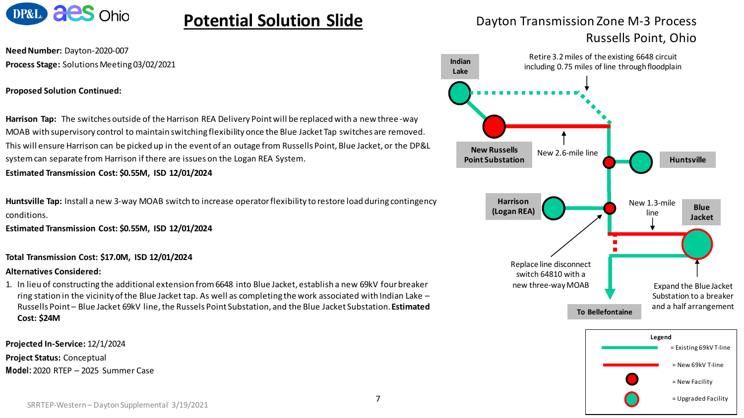# Potential Solution Slide

Dayton Transmission Zone M-3 Process
Russells Point, Ohio

**Need Number:** Dayton-2020-007

**Process Stage:** Solutions Meeting 03/02/2021

**Proposed Solution Continued:**

**Harrison Tap:** The switches outside of the Harrison REA Delivery Point will be replaced with a new three-way MOAB with supervisory control to maintain switching flexibility once the Blue Jacket Tap switches are removed. This will ensure Harrison can be picked up in the event of an outage from Russells Point, Blue Jacket, or the DP&L system can separate from Harrison if there are issues on the Logan REA System.

**Estimated Transmission Cost: $0.55M, ISD 12/01/2024**

**Huntsville Tap:** Install a new 3-way MOAB switch to increase operator flexibility to restore load during contingency conditions.

**Estimated Transmission Cost: $0.55M, ISD 12/01/2024**

**Total Transmission Cost: $17.0M, ISD 12/01/2024**

**Alternatives Considered:**

1. In lieu of constructing the additional extension from 6648 into Blue Jacket, establish a new 69kV four breaker ring station in the vicinity of the Blue Jacket tap. As well as completing the work associated with Indian Lake – Russells Point – Blue Jacket 69kV line, the Russels Point Substation, and the Blue Jacket Substation. **Estimated Cost: $24M**

**Projected In-Service:** 12/1/2024

**Project Status:** Conceptual

**Model:** 2020 RTEP – 2025 Summer Case

Indian Lake

Retire 3.2 miles of the existing 6648 circuit including 0.75 miles of line through floodplain

New Russells Point Substation

New 2.6-mile line

Huntsville

Harrison (Logan REA)

New 1.3-mile line

Blue Jacket

Replace line disconnect switch 64810 with a new three-way MOAB

Expand the Blue Jacket Substation to a breaker and a half arrangement

To Bellefontaine

Legend

= Existing 69kV T-line

= New 69kV T-line

= New Facility

= Upgraded Facility

SRRTEP-Western – Dayton Supplemental 3/19/2021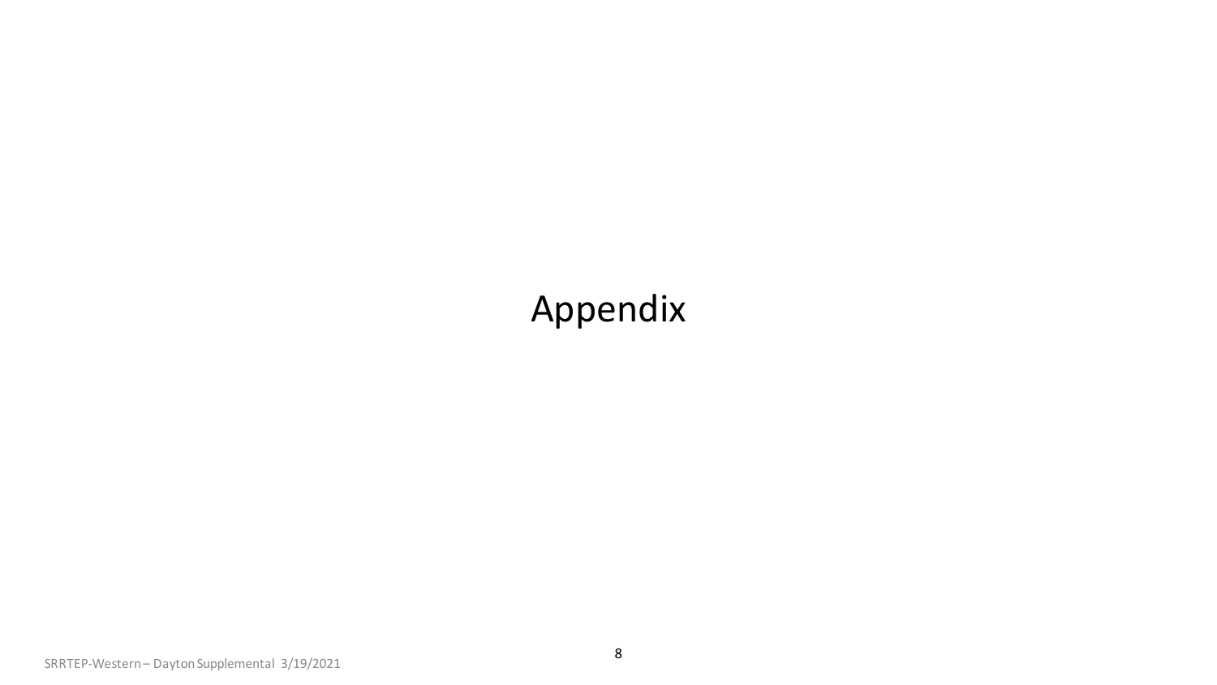# Appendix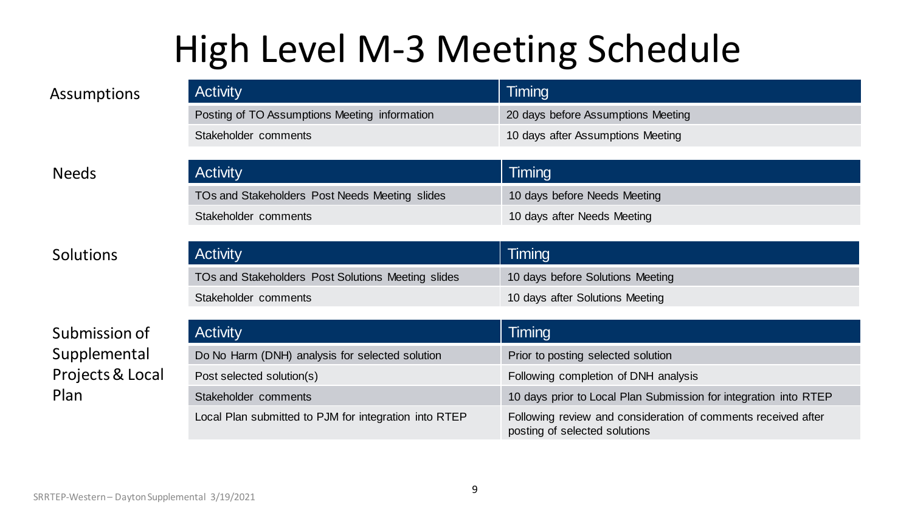# High Level M-3 Meeting Schedule

### Assumptions

| Activity | Timing |
| --- | --- |
| Posting of TO Assumptions Meeting information | 20 days before Assumptions Meeting |
| Stakeholder comments | 10 days after Assumptions Meeting |

### Needs

| Activity | Timing |
| --- | --- |
| TOs and Stakeholders Post Needs Meeting slides | 10 days before Needs Meeting |
| Stakeholder comments | 10 days after Needs Meeting |

### Solutions

| Activity | Timing |
| --- | --- |
| TOs and Stakeholders Post Solutions Meeting slides | 10 days before Solutions Meeting |
| Stakeholder comments | 10 days after Solutions Meeting |

### Submission of Supplemental Projects & Local Plan

| Activity | Timing |
| --- | --- |
| Do No Harm (DNH) analysis for selected solution | Prior to posting selected solution |
| Post selected solution(s) | Following completion of DNH analysis |
| Stakeholder comments | 10 days prior to Local Plan Submission for integration into RTEP |
| Local Plan submitted to PJM for integration into RTEP | Following review and consideration of comments received after posting of selected solutions |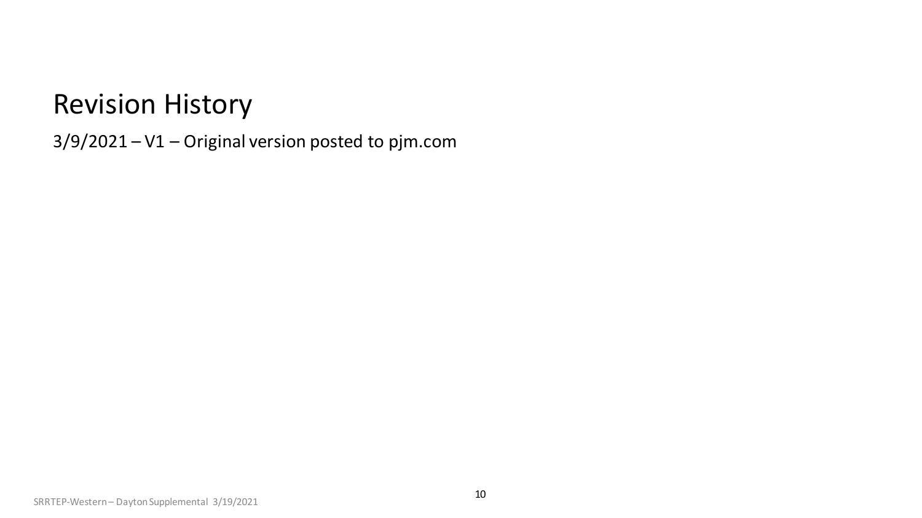# Revision History

3/9/2021 – V1 – Original version posted to pjm.com